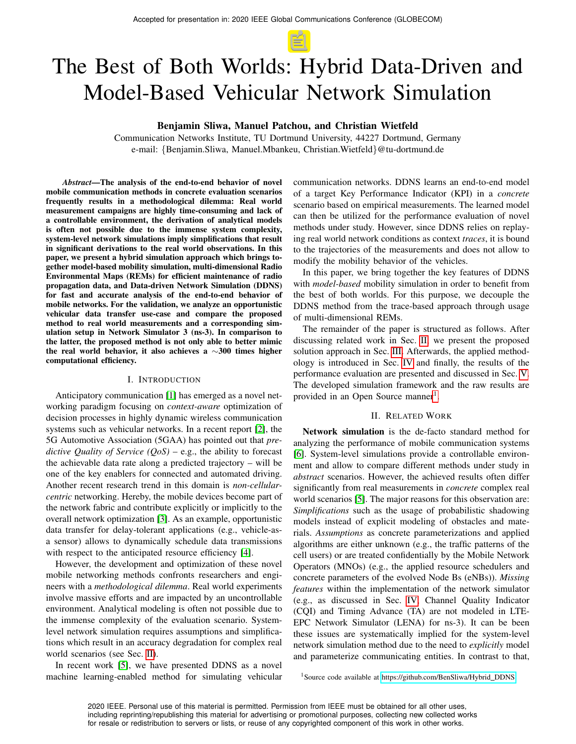Accepted for presentation in: 2020 IEEE Global Communications Conference (GLOBECOM)

# The Best of Both Worlds: Hybrid Data-Driven and Model-Based Vehicular Network Simulation

**Benjamin Sliwa, Manuel Patchou, and Christian Wietfeld**

Communication Networks Institute, TU Dortmund University, 44227 Dortmund, Germany
e-mail: {Benjamin.Sliwa, Manuel.Mbankeu, Christian.Wietfeld}@tu-dortmund.de

***Abstract*—The analysis of the end-to-end behavior of novel mobile communication methods in concrete evaluation scenarios frequently results in a methodological dilemma: Real world measurement campaigns are highly time-consuming and lack of a controllable environment, the derivation of analytical models is often not possible due to the immense system complexity, system-level network simulations imply simplifications that result in significant derivations to the real world observations. In this paper, we present a hybrid simulation approach which brings together model-based mobility simulation, multi-dimensional Radio Environmental Maps (REMs) for efficient maintenance of radio propagation data, and Data-driven Network Simulation (DDNS) for fast and accurate analysis of the end-to-end behavior of mobile networks. For the validation, we analyze an opportunistic vehicular data transfer use-case and compare the proposed method to real world measurements and a corresponding simulation setup in Network Simulator 3 (ns-3). In comparison to the latter, the proposed method is not only able to better mimic the real world behavior, it also achieves a ∼300 times higher computational efficiency.**

## I. Introduction

Anticipatory communication [1] has emerged as a novel networking paradigm focusing on *context-aware* optimization of decision processes in highly dynamic wireless communication systems such as vehicular networks. In a recent report [2], the 5G Automotive Association (5GAA) has pointed out that *predictive Quality of Service (QoS)* – e.g., the ability to forecast the achievable data rate along a predicted trajectory – will be one of the key enablers for connected and automated driving. Another recent research trend in this domain is *non-cellular-centric* networking. Hereby, the mobile devices become part of the network fabric and contribute explicitly or implicitly to the overall network optimization [3]. As an example, opportunistic data transfer for delay-tolerant applications (e.g., vehicle-as-a sensor) allows to dynamically schedule data transmissions with respect to the anticipated resource efficiency [4].

However, the development and optimization of these novel mobile networking methods confronts researchers and engineers with a *methodological dilemma*. Real world experiments involve massive efforts and are impacted by an uncontrollable environment. Analytical modeling is often not possible due to the immense complexity of the evaluation scenario. System-level network simulation requires assumptions and simplifications which result in an accuracy degradation for complex real world scenarios (see Sec. II).

In recent work [5], we have presented DDNS as a novel machine learning-enabled method for simulating vehicular communication networks. DDNS learns an end-to-end model of a target Key Performance Indicator (KPI) in a *concrete* scenario based on empirical measurements. The learned model can then be utilized for the performance evaluation of novel methods under study. However, since DDNS relies on replaying real world network conditions as context *traces*, it is bound to the trajectories of the measurements and does not allow to modify the mobility behavior of the vehicles.

In this paper, we bring together the key features of DDNS with *model-based* mobility simulation in order to benefit from the best of both worlds. For this purpose, we decouple the DDNS method from the trace-based approach through usage of multi-dimensional REMs.

The remainder of the paper is structured as follows. After discussing related work in Sec. II, we present the proposed solution approach in Sec. III. Afterwards, the applied methodology is introduced in Sec. IV and finally, the results of the performance evaluation are presented and discussed in Sec. V. The developed simulation framework and the raw results are provided in an Open Source manner[1].

## II. Related Work

**Network simulation** is the de-facto standard method for analyzing the performance of mobile communication systems [6]. System-level simulations provide a controllable environment and allow to compare different methods under study in *abstract* scenarios. However, the achieved results often differ significantly from real measurements in *concrete* complex real world scenarios [5]. The major reasons for this observation are: *Simplifications* such as the usage of probabilistic shadowing models instead of explicit modeling of obstacles and materials. *Assumptions* as concrete parameterizations and applied algorithms are either unknown (e.g., the traffic patterns of the cell users) or are treated confidentially by the Mobile Network Operators (MNOs) (e.g., the applied resource schedulers and concrete parameters of the evolved Node Bs (eNBs)). *Missing features* within the implementation of the network simulator (e.g., as discussed in Sec. IV, Channel Quality Indicator (CQI) and Timing Advance (TA) are not modeled in LTE-EPC Network Simulator (LENA) for ns-3). It can be been these issues are systematically implied for the system-level network simulation method due to the need to *explicitly* model and parameterize communicating entities. In contrast to that,

[1] Source code available at https://github.com/BenSliwa/Hybrid_DDNS

2020 IEEE. Personal use of this material is permitted. Permission from IEEE must be obtained for all other uses, including reprinting/republishing this material for advertising or promotional purposes, collecting new collected works for resale or redistribution to servers or lists, or reuse of any copyrighted component of this work in other works.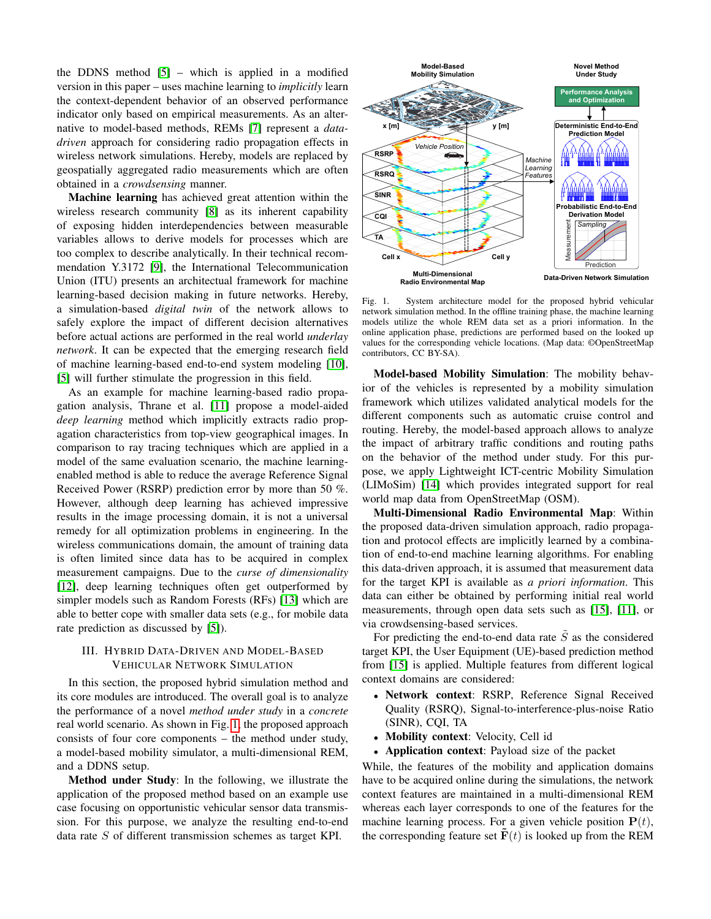the DDNS method [5] – which is applied in a modified version in this paper – uses machine learning to *implicitly* learn the context-dependent behavior of an observed performance indicator only based on empirical measurements. As an alternative to model-based methods, REMs [7] represent a *data-driven* approach for considering radio propagation effects in wireless network simulations. Hereby, models are replaced by geospatially aggregated radio measurements which are often obtained in a *crowdsensing* manner.

**Machine learning** has achieved great attention within the wireless research community [8] as its inherent capability of exposing hidden interdependencies between measurable variables allows to derive models for processes which are too complex to describe analytically. In their technical recommendation Y.3172 [9], the International Telecommunication Union (ITU) presents an architectural framework for machine learning-based decision making in future networks. Hereby, a simulation-based *digital twin* of the network allows to safely explore the impact of different decision alternatives before actual actions are performed in the real world *underlay network*. It can be expected that the emerging research field of machine learning-based end-to-end system modeling [10], [5] will further stimulate the progression in this field.

As an example for machine learning-based radio propagation analysis, Thrane et al. [11] propose a model-aided *deep learning* method which implicitly extracts radio propagation characteristics from top-view geographical images. In comparison to ray tracing techniques which are applied in a model of the same evaluation scenario, the machine learning-enabled method is able to reduce the average Reference Signal Received Power (RSRP) prediction error by more than 50 %. However, although deep learning has achieved impressive results in the image processing domain, it is not a universal remedy for all optimization problems in engineering. In the wireless communications domain, the amount of training data is often limited since data has to be acquired in complex measurement campaigns. Due to the *curse of dimensionality* [12], deep learning techniques often get outperformed by simpler models such as Random Forests (RFs) [13] which are able to better cope with smaller data sets (e.g., for mobile data rate prediction as discussed by [5]).

## III. Hybrid Data-Driven and Model-Based Vehicular Network Simulation

In this section, the proposed hybrid simulation method and its core modules are introduced. The overall goal is to analyze the performance of a novel *method under study* in a *concrete* real world scenario. As shown in Fig. 1, the proposed approach consists of four core components – the method under study, a model-based mobility simulator, a multi-dimensional REM, and a DDNS setup.

**Method under Study**: In the following, we illustrate the application of the proposed method based on an example use case focusing on opportunistic vehicular sensor data transmission. For this purpose, we analyze the resulting end-to-end data rate $S$ of different transmission schemes as target KPI.

Fig. 1. System architecture model for the proposed hybrid vehicular network simulation method. In the offline training phase, the machine learning models utilize the whole REM data set as a priori information. In the online application phase, predictions are performed based on the looked up values for the corresponding vehicle locations. (Map data: ©OpenStreetMap contributors, CC BY-SA).

**Model-based Mobility Simulation**: The mobility behavior of the vehicles is represented by a mobility simulation framework which utilizes validated analytical models for the different components such as automatic cruise control and routing. Hereby, the model-based approach allows to analyze the impact of arbitrary traffic conditions and routing paths on the behavior of the method under study. For this purpose, we apply Lightweight ICT-centric Mobility Simulation (LIMoSim) [14] which provides integrated support for real world map data from OpenStreetMap (OSM).

**Multi-Dimensional Radio Environmental Map**: Within the proposed data-driven simulation approach, radio propagation and protocol effects are implicitly learned by a combination of end-to-end machine learning algorithms. For enabling this data-driven approach, it is assumed that measurement data for the target KPI is available as *a priori information*. This data can either be obtained by performing initial real world measurements, through open data sets such as [15], [11], or via crowdsensing-based services.

For predicting the end-to-end data rate $\tilde{S}$ as the considered target KPI, the User Equipment (UE)-based prediction method from [15] is applied. Multiple features from different logical context domains are considered:

- **Network context**: RSRP, Reference Signal Received Quality (RSRQ), Signal-to-interference-plus-noise Ratio (SINR), CQI, TA
- **Mobility context**: Velocity, Cell id
- **Application context**: Payload size of the packet

While, the features of the mobility and application domains have to be acquired online during the simulations, the network context features are maintained in a multi-dimensional REM whereas each layer corresponds to one of the features for the machine learning process. For a given vehicle position $\mathbf{P}(t)$, the corresponding feature set $\tilde{\mathbf{F}}(t)$ is looked up from the REM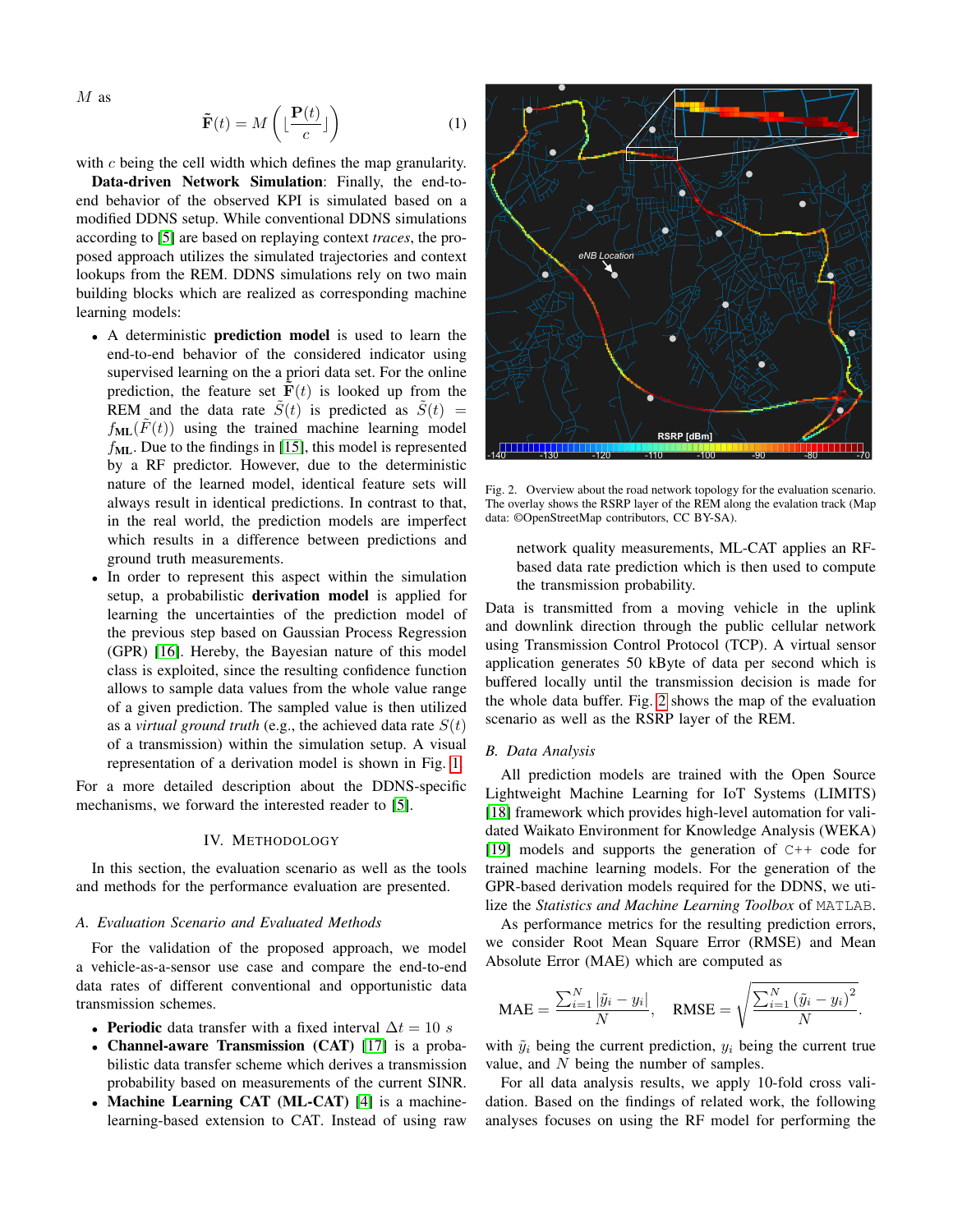$M$ as

$$\tilde{\mathbf{F}}(t) = M\left(\lfloor \frac{\mathbf{P}(t)}{c} \rfloor\right) \quad (1)$$

with $c$ being the cell width which defines the map granularity.

**Data-driven Network Simulation**: Finally, the end-to-end behavior of the observed KPI is simulated based on a modified DDNS setup. While conventional DDNS simulations according to [5] are based on replaying context *traces*, the proposed approach utilizes the simulated trajectories and context lookups from the REM. DDNS simulations rely on two main building blocks which are realized as corresponding machine learning models:

- A deterministic **prediction model** is used to learn the end-to-end behavior of the considered indicator using supervised learning on the a priori data set. For the online prediction, the feature set $\tilde{\mathbf{F}}(t)$ is looked up from the REM and the data rate $\tilde{S}(t)$ is predicted as $\tilde{S}(t) = f_{\mathbf{ML}}(\tilde{F}(t))$ using the trained machine learning model $f_{\mathbf{ML}}$. Due to the findings in [15], this model is represented by a RF predictor. However, due to the deterministic nature of the learned model, identical feature sets will always result in identical predictions. In contrast to that, in the real world, the prediction models are imperfect which results in a difference between predictions and ground truth measurements.
- In order to represent this aspect within the simulation setup, a probabilistic **derivation model** is applied for learning the uncertainties of the prediction model of the previous step based on Gaussian Process Regression (GPR) [16]. Hereby, the Bayesian nature of this model class is exploited, since the resulting confidence function allows to sample data values from the whole value range of a given prediction. The sampled value is then utilized as a *virtual ground truth* (e.g., the achieved data rate $S(t)$ of a transmission) within the simulation setup. A visual representation of a derivation model is shown in Fig. 1.

For a more detailed description about the DDNS-specific mechanisms, we forward the interested reader to [5].

## IV. Methodology

In this section, the evaluation scenario as well as the tools and methods for the performance evaluation are presented.

### A. Evaluation Scenario and Evaluated Methods

For the validation of the proposed approach, we model a vehicle-as-a-sensor use case and compare the end-to-end data rates of different conventional and opportunistic data transmission schemes.

- **Periodic** data transfer with a fixed interval $\Delta t = 10$ $s$
- **Channel-aware Transmission (CAT)** [17] is a probabilistic data transfer scheme which derives a transmission probability based on measurements of the current SINR.
- **Machine Learning CAT (ML-CAT)** [4] is a machine-learning-based extension to CAT. Instead of using raw network quality measurements, ML-CAT applies an RF-based data rate prediction which is then used to compute the transmission probability.

Fig. 2. Overview about the road network topology for the evaluation scenario. The overlay shows the RSRP layer of the REM along the evalation track (Map data: ©OpenStreetMap contributors, CC BY-SA).

Data is transmitted from a moving vehicle in the uplink and downlink direction through the public cellular network using Transmission Control Protocol (TCP). A virtual sensor application generates 50 kByte of data per second which is buffered locally until the transmission decision is made for the whole data buffer. Fig. 2 shows the map of the evaluation scenario as well as the RSRP layer of the REM.

### B. Data Analysis

All prediction models are trained with the Open Source Lightweight Machine Learning for IoT Systems (LIMITS) [18] framework which provides high-level automation for validated Waikato Environment for Knowledge Analysis (WEKA) [19] models and supports the generation of `C++` code for trained machine learning models. For the generation of the GPR-based derivation models required for the DDNS, we utilize the *Statistics and Machine Learning Toolbox* of `MATLAB`.

As performance metrics for the resulting prediction errors, we consider Root Mean Square Error (RMSE) and Mean Absolute Error (MAE) which are computed as

$$\text{MAE} = \frac{\sum_{i=1}^{N} |\tilde{y}_i - y_i|}{N}, \quad \text{RMSE} = \sqrt{\frac{\sum_{i=1}^{N} (\tilde{y}_i - y_i)^2}{N}}.$$

with $\tilde{y}_i$ being the current prediction, $y_i$ being the current true value, and $N$ being the number of samples.

For all data analysis results, we apply 10-fold cross validation. Based on the findings of related work, the following analyses focuses on using the RF model for performing the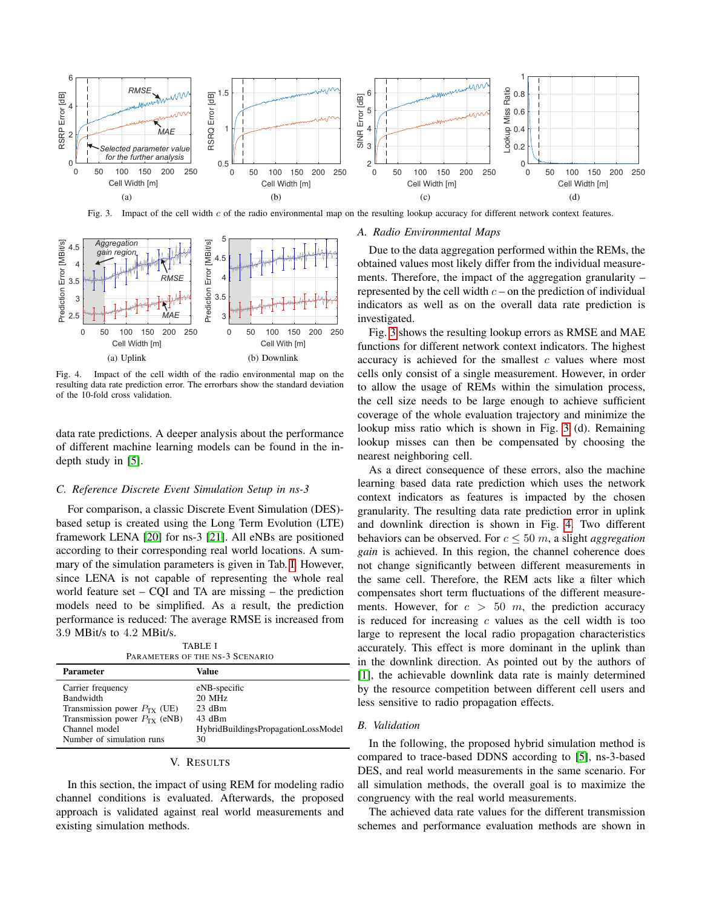Fig. 3. Impact of the cell width $c$ of the radio environmental map on the resulting lookup accuracy for different network context features.

Fig. 4. Impact of the cell width of the radio environmental map on the resulting data rate prediction error. The errorbars show the standard deviation of the 10-fold cross validation.

data rate predictions. A deeper analysis about the performance of different machine learning models can be found in the in-depth study in [5].

### C. Reference Discrete Event Simulation Setup in ns-3

For comparison, a classic Discrete Event Simulation (DES)-based setup is created using the Long Term Evolution (LTE) framework LENA [20] for ns-3 [21]. All eNBs are positioned according to their corresponding real world locations. A summary of the simulation parameters is given in Tab. I. However, since LENA is not capable of representing the whole real world feature set – CQI and TA are missing – the prediction models need to be simplified. As a result, the prediction performance is reduced: The average RMSE is increased from 3.9 MBit/s to 4.2 MBit/s.

TABLE I
PARAMETERS OF THE NS-3 SCENARIO

| Parameter | Value |
|---|---|
| Carrier frequency | eNB-specific |
| Bandwidth | 20 MHz |
| Transmission power $P_{TX}$ (UE) | 23 dBm |
| Transmission power $P_{TX}$ (eNB) | 43 dBm |
| Channel model | HybridBuildingsPropagationLossModel |
| Number of simulation runs | 30 |

## V. Results

In this section, the impact of using REM for modeling radio channel conditions is evaluated. Afterwards, the proposed approach is validated against real world measurements and existing simulation methods.

### A. Radio Environmental Maps

Due to the data aggregation performed within the REMs, the obtained values most likely differ from the individual measurements. Therefore, the impact of the aggregation granularity – represented by the cell width $c$ – on the prediction of individual indicators as well as on the overall data rate prediction is investigated.

Fig. 3 shows the resulting lookup errors as RMSE and MAE functions for different network context indicators. The highest accuracy is achieved for the smallest $c$ values where most cells only consist of a single measurement. However, in order to allow the usage of REMs within the simulation process, the cell size needs to be large enough to achieve sufficient coverage of the whole evaluation trajectory and minimize the lookup miss ratio which is shown in Fig. 3 (d). Remaining lookup misses can then be compensated by choosing the nearest neighboring cell.

As a direct consequence of these errors, also the machine learning based data rate prediction which uses the network context indicators as features is impacted by the chosen granularity. The resulting data rate prediction error in uplink and downlink direction is shown in Fig. 4. Two different behaviors can be observed. For $c \leq 50$ $m$, a slight *aggregation gain* is achieved. In this region, the channel coherence does not change significantly between different measurements in the same cell. Therefore, the REM acts like a filter which compensates short term fluctuations of the different measurements. However, for $c > 50$ $m$, the prediction accuracy is reduced for increasing $c$ values as the cell width is too large to represent the local radio propagation characteristics accurately. This effect is more dominant in the uplink than in the downlink direction. As pointed out by the authors of [1], the achievable downlink data rate is mainly determined by the resource competition between different cell users and less sensitive to radio propagation effects.

### B. Validation

In the following, the proposed hybrid simulation method is compared to trace-based DDNS according to [5], ns-3-based DES, and real world measurements in the same scenario. For all simulation methods, the overall goal is to maximize the congruency with the real world measurements.

The achieved data rate values for the different transmission schemes and performance evaluation methods are shown in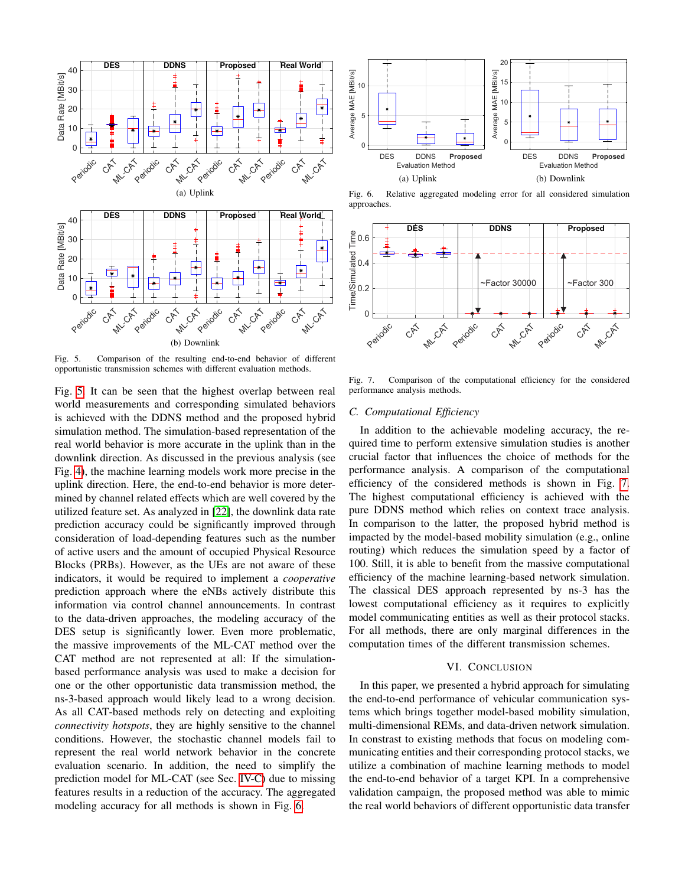Fig. 5. Comparison of the resulting end-to-end behavior of different opportunistic transmission schemes with different evaluation methods.

Fig. 5. It can be seen that the highest overlap between real world measurements and corresponding simulated behaviors is achieved with the DDNS method and the proposed hybrid simulation method. The simulation-based representation of the real world behavior is more accurate in the uplink than in the downlink direction. As discussed in the previous analysis (see Fig. 4), the machine learning models work more precise in the uplink direction. Here, the end-to-end behavior is more determined by channel related effects which are well covered by the utilized feature set. As analyzed in [22], the downlink data rate prediction accuracy could be significantly improved through consideration of load-depending features such as the number of active users and the amount of occupied Physical Resource Blocks (PRBs). However, as the UEs are not aware of these indicators, it would be required to implement a *cooperative* prediction approach where the eNBs actively distribute this information via control channel announcements. In contrast to the data-driven approaches, the modeling accuracy of the DES setup is significantly lower. Even more problematic, the massive improvements of the ML-CAT method over the CAT method are not represented at all: If the simulation-based performance analysis was used to make a decision for one or the other opportunistic data transmission method, the ns-3-based approach would likely lead to a wrong decision. As all CAT-based methods rely on detecting and exploiting *connectivity hotspots*, they are highly sensitive to the channel conditions. However, the stochastic channel models fail to represent the real world network behavior in the concrete evaluation scenario. In addition, the need to simplify the prediction model for ML-CAT (see Sec. IV-C) due to missing features results in a reduction of the accuracy. The aggregated modeling accuracy for all methods is shown in Fig. 6.

Fig. 6. Relative aggregated modeling error for all considered simulation approaches.

Fig. 7. Comparison of the computational efficiency for the considered performance analysis methods.

### C. Computational Efficiency

In addition to the achievable modeling accuracy, the required time to perform extensive simulation studies is another crucial factor that influences the choice of methods for the performance analysis. A comparison of the computational efficiency of the considered methods is shown in Fig. 7. The highest computational efficiency is achieved with the pure DDNS method which relies on context trace analysis. In comparison to the latter, the proposed hybrid method is impacted by the model-based mobility simulation (e.g., online routing) which reduces the simulation speed by a factor of 100. Still, it is able to benefit from the massive computational efficiency of the machine learning-based network simulation. The classical DES approach represented by ns-3 has the lowest computational efficiency as it requires to explicitly model communicating entities as well as their protocol stacks. For all methods, there are only marginal differences in the computation times of the different transmission schemes.

## VI. Conclusion

In this paper, we presented a hybrid approach for simulating the end-to-end performance of vehicular communication systems which brings together model-based mobility simulation, multi-dimensional REMs, and data-driven network simulation. In constrast to existing methods that focus on modeling communicating entities and their corresponding protocol stacks, we utilize a combination of machine learning methods to model the end-to-end behavior of a target KPI. In a comprehensive validation campaign, the proposed method was able to mimic the real world behaviors of different opportunistic data transfer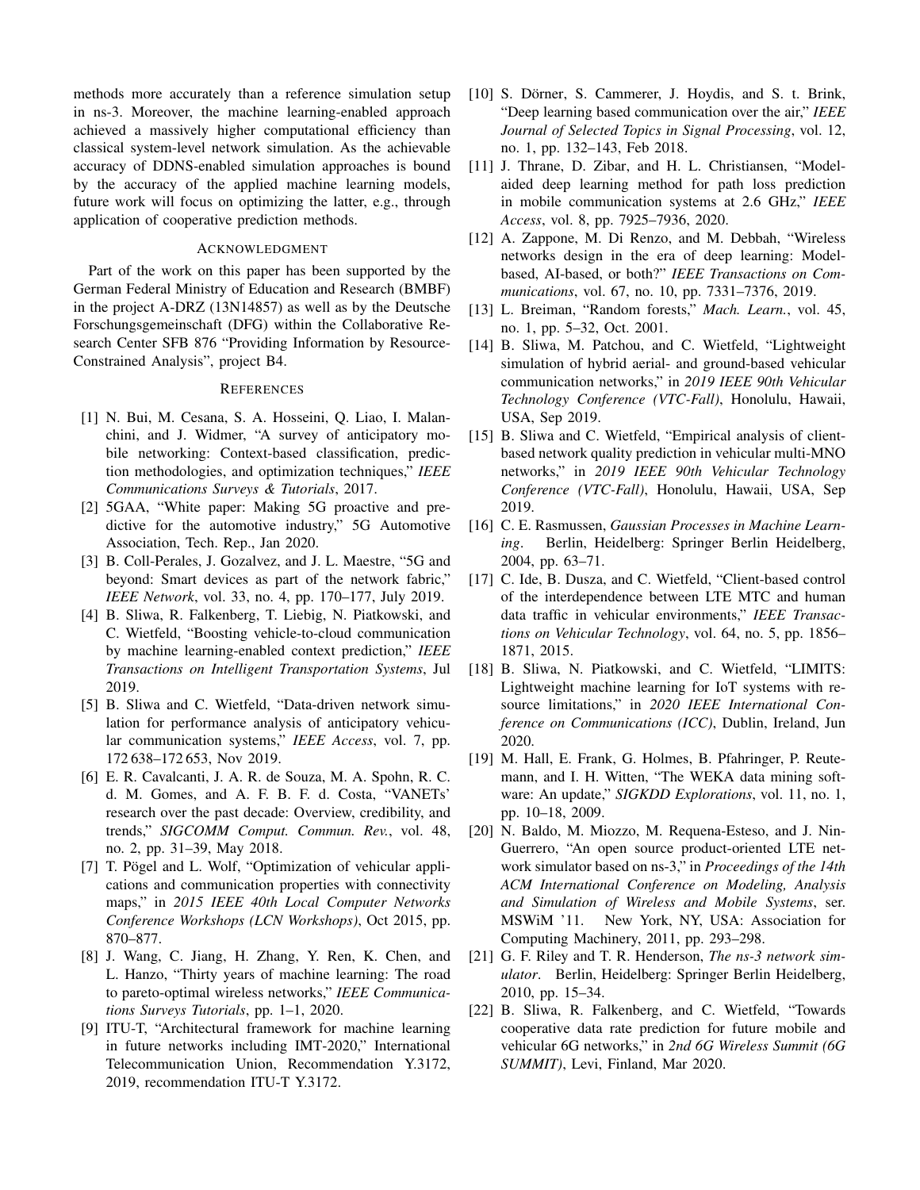methods more accurately than a reference simulation setup in ns-3. Moreover, the machine learning-enabled approach achieved a massively higher computational efficiency than classical system-level network simulation. As the achievable accuracy of DDNS-enabled simulation approaches is bound by the accuracy of the applied machine learning models, future work will focus on optimizing the latter, e.g., through application of cooperative prediction methods.

## Acknowledgment

Part of the work on this paper has been supported by the German Federal Ministry of Education and Research (BMBF) in the project A-DRZ (13N14857) as well as by the Deutsche Forschungsgemeinschaft (DFG) within the Collaborative Research Center SFB 876 "Providing Information by Resource-Constrained Analysis", project B4.

## References

[1] N. Bui, M. Cesana, S. A. Hosseini, Q. Liao, I. Malanchini, and J. Widmer, "A survey of anticipatory mobile networking: Context-based classification, prediction methodologies, and optimization techniques," *IEEE Communications Surveys & Tutorials*, 2017.

[2] 5GAA, "White paper: Making 5G proactive and predictive for the automotive industry," 5G Automotive Association, Tech. Rep., Jan 2020.

[3] B. Coll-Perales, J. Gozalvez, and J. L. Maestre, "5G and beyond: Smart devices as part of the network fabric," *IEEE Network*, vol. 33, no. 4, pp. 170–177, July 2019.

[4] B. Sliwa, R. Falkenberg, T. Liebig, N. Piatkowski, and C. Wietfeld, "Boosting vehicle-to-cloud communication by machine learning-enabled context prediction," *IEEE Transactions on Intelligent Transportation Systems*, Jul 2019.

[5] B. Sliwa and C. Wietfeld, "Data-driven network simulation for performance analysis of anticipatory vehicular communication systems," *IEEE Access*, vol. 7, pp. 172 638–172 653, Nov 2019.

[6] E. R. Cavalcanti, J. A. R. de Souza, M. A. Spohn, R. C. d. M. Gomes, and A. F. B. F. d. Costa, "VANETs' research over the past decade: Overview, credibility, and trends," *SIGCOMM Comput. Commun. Rev.*, vol. 48, no. 2, pp. 31–39, May 2018.

[7] T. Pögel and L. Wolf, "Optimization of vehicular applications and communication properties with connectivity maps," in *2015 IEEE 40th Local Computer Networks Conference Workshops (LCN Workshops)*, Oct 2015, pp. 870–877.

[8] J. Wang, C. Jiang, H. Zhang, Y. Ren, K. Chen, and L. Hanzo, "Thirty years of machine learning: The road to pareto-optimal wireless networks," *IEEE Communications Surveys Tutorials*, pp. 1–1, 2020.

[9] ITU-T, "Architectural framework for machine learning in future networks including IMT-2020," International Telecommunication Union, Recommendation Y.3172, 2019, recommendation ITU-T Y.3172.

[10] S. Dörner, S. Cammerer, J. Hoydis, and S. t. Brink, "Deep learning based communication over the air," *IEEE Journal of Selected Topics in Signal Processing*, vol. 12, no. 1, pp. 132–143, Feb 2018.

[11] J. Thrane, D. Zibar, and H. L. Christiansen, "Model-aided deep learning method for path loss prediction in mobile communication systems at 2.6 GHz," *IEEE Access*, vol. 8, pp. 7925–7936, 2020.

[12] A. Zappone, M. Di Renzo, and M. Debbah, "Wireless networks design in the era of deep learning: Model-based, AI-based, or both?" *IEEE Transactions on Communications*, vol. 67, no. 10, pp. 7331–7376, 2019.

[13] L. Breiman, "Random forests," *Mach. Learn.*, vol. 45, no. 1, pp. 5–32, Oct. 2001.

[14] B. Sliwa, M. Patchou, and C. Wietfeld, "Lightweight simulation of hybrid aerial- and ground-based vehicular communication networks," in *2019 IEEE 90th Vehicular Technology Conference (VTC-Fall)*, Honolulu, Hawaii, USA, Sep 2019.

[15] B. Sliwa and C. Wietfeld, "Empirical analysis of client-based network quality prediction in vehicular multi-MNO networks," in *2019 IEEE 90th Vehicular Technology Conference (VTC-Fall)*, Honolulu, Hawaii, USA, Sep 2019.

[16] C. E. Rasmussen, *Gaussian Processes in Machine Learning*. Berlin, Heidelberg: Springer Berlin Heidelberg, 2004, pp. 63–71.

[17] C. Ide, B. Dusza, and C. Wietfeld, "Client-based control of the interdependence between LTE MTC and human data traffic in vehicular environments," *IEEE Transactions on Vehicular Technology*, vol. 64, no. 5, pp. 1856–1871, 2015.

[18] B. Sliwa, N. Piatkowski, and C. Wietfeld, "LIMITS: Lightweight machine learning for IoT systems with resource limitations," in *2020 IEEE International Conference on Communications (ICC)*, Dublin, Ireland, Jun 2020.

[19] M. Hall, E. Frank, G. Holmes, B. Pfahringer, P. Reutemann, and I. H. Witten, "The WEKA data mining software: An update," *SIGKDD Explorations*, vol. 11, no. 1, pp. 10–18, 2009.

[20] N. Baldo, M. Miozzo, M. Requena-Esteso, and J. Nin-Guerrero, "An open source product-oriented LTE network simulator based on ns-3," in *Proceedings of the 14th ACM International Conference on Modeling, Analysis and Simulation of Wireless and Mobile Systems*, ser. MSWiM '11. New York, NY, USA: Association for Computing Machinery, 2011, pp. 293–298.

[21] G. F. Riley and T. R. Henderson, *The ns-3 network simulator*. Berlin, Heidelberg: Springer Berlin Heidelberg, 2010, pp. 15–34.

[22] B. Sliwa, R. Falkenberg, and C. Wietfeld, "Towards cooperative data rate prediction for future mobile and vehicular 6G networks," in *2nd 6G Wireless Summit (6G SUMMIT)*, Levi, Finland, Mar 2020.